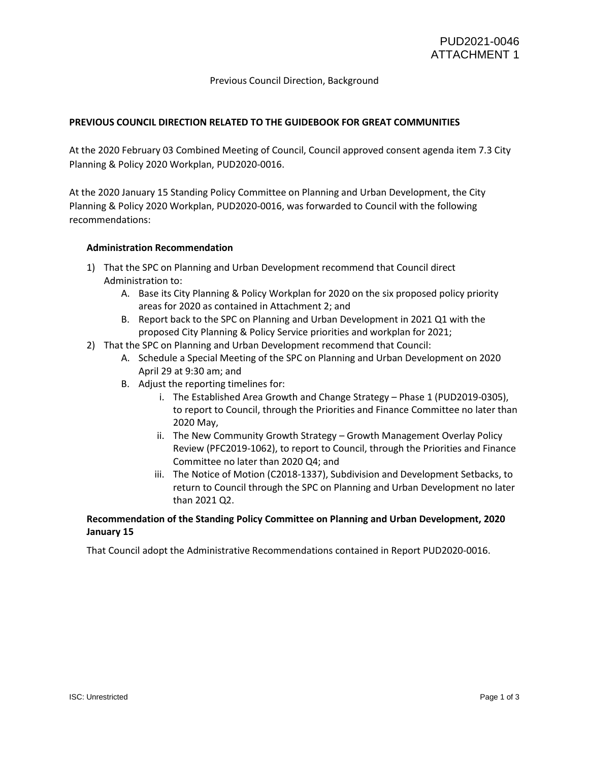PUD2021-0046
ATTACHMENT 1

Previous Council Direction, Background

**PREVIOUS COUNCIL DIRECTION RELATED TO THE GUIDEBOOK FOR GREAT COMMUNITIES**

At the 2020 February 03 Combined Meeting of Council, Council approved consent agenda item 7.3 City Planning & Policy 2020 Workplan, PUD2020-0016.

At the 2020 January 15 Standing Policy Committee on Planning and Urban Development, the City Planning & Policy 2020 Workplan, PUD2020-0016, was forwarded to Council with the following recommendations:

**Administration Recommendation**

1) That the SPC on Planning and Urban Development recommend that Council direct Administration to:
   - A. Base its City Planning & Policy Workplan for 2020 on the six proposed policy priority areas for 2020 as contained in Attachment 2; and
   - B. Report back to the SPC on Planning and Urban Development in 2021 Q1 with the proposed City Planning & Policy Service priorities and workplan for 2021;
2) That the SPC on Planning and Urban Development recommend that Council:
   - A. Schedule a Special Meeting of the SPC on Planning and Urban Development on 2020 April 29 at 9:30 am; and
   - B. Adjust the reporting timelines for:
     - i. The Established Area Growth and Change Strategy – Phase 1 (PUD2019-0305), to report to Council, through the Priorities and Finance Committee no later than 2020 May,
     - ii. The New Community Growth Strategy – Growth Management Overlay Policy Review (PFC2019-1062), to report to Council, through the Priorities and Finance Committee no later than 2020 Q4; and
     - iii. The Notice of Motion (C2018-1337), Subdivision and Development Setbacks, to return to Council through the SPC on Planning and Urban Development no later than 2021 Q2.

**Recommendation of the Standing Policy Committee on Planning and Urban Development, 2020 January 15**

That Council adopt the Administrative Recommendations contained in Report PUD2020-0016.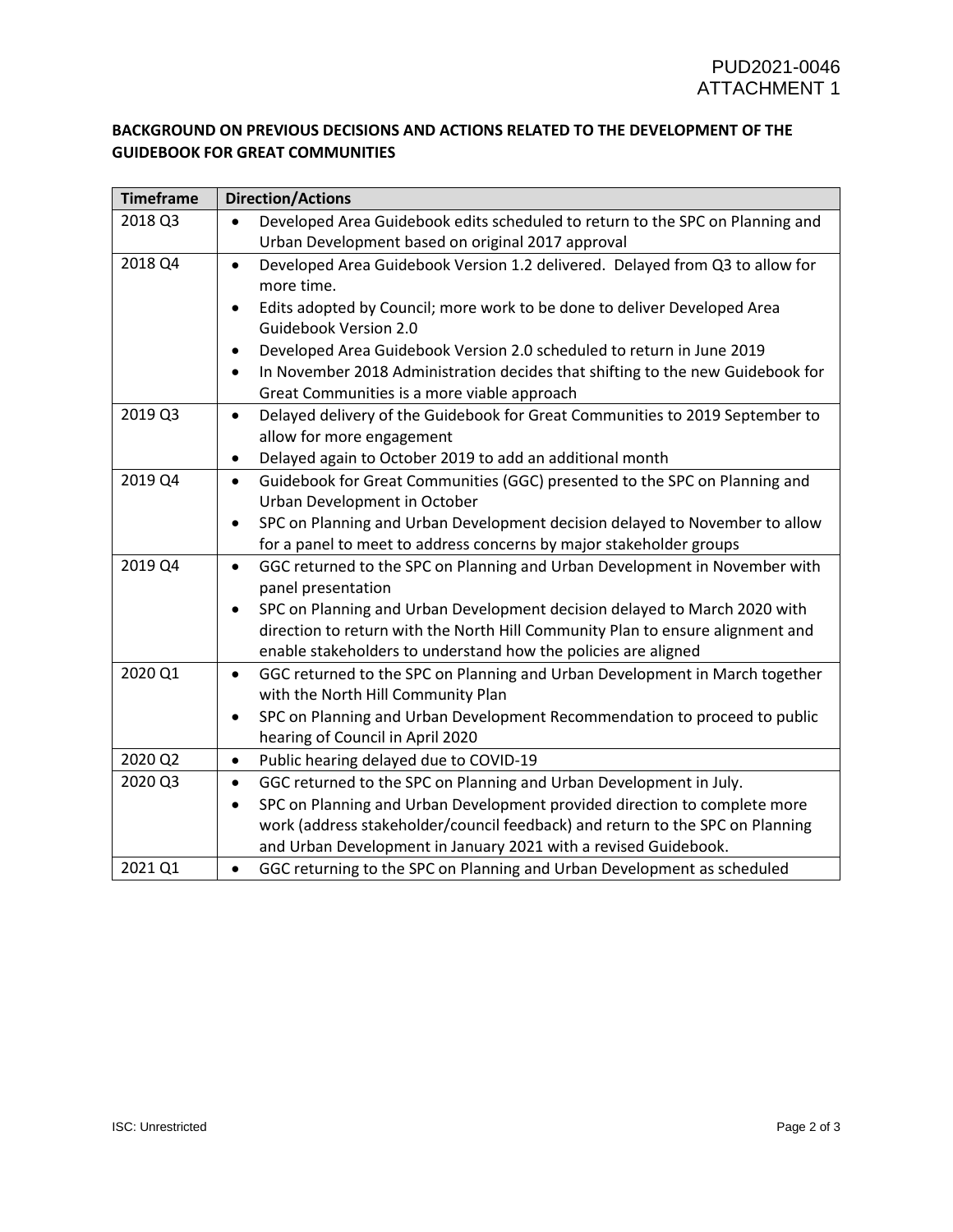PUD2021-0046
ATTACHMENT 1

**BACKGROUND ON PREVIOUS DECISIONS AND ACTIONS RELATED TO THE DEVELOPMENT OF THE GUIDEBOOK FOR GREAT COMMUNITIES**

| Timeframe | Direction/Actions |
|---|---|
| 2018 Q3 | • Developed Area Guidebook edits scheduled to return to the SPC on Planning and Urban Development based on original 2017 approval |
| 2018 Q4 | • Developed Area Guidebook Version 1.2 delivered. Delayed from Q3 to allow for more time.<br>• Edits adopted by Council; more work to be done to deliver Developed Area Guidebook Version 2.0<br>• Developed Area Guidebook Version 2.0 scheduled to return in June 2019<br>• In November 2018 Administration decides that shifting to the new Guidebook for Great Communities is a more viable approach |
| 2019 Q3 | • Delayed delivery of the Guidebook for Great Communities to 2019 September to allow for more engagement<br>• Delayed again to October 2019 to add an additional month |
| 2019 Q4 | • Guidebook for Great Communities (GGC) presented to the SPC on Planning and Urban Development in October<br>• SPC on Planning and Urban Development decision delayed to November to allow for a panel to meet to address concerns by major stakeholder groups |
| 2019 Q4 | • GGC returned to the SPC on Planning and Urban Development in November with panel presentation<br>• SPC on Planning and Urban Development decision delayed to March 2020 with direction to return with the North Hill Community Plan to ensure alignment and enable stakeholders to understand how the policies are aligned |
| 2020 Q1 | • GGC returned to the SPC on Planning and Urban Development in March together with the North Hill Community Plan<br>• SPC on Planning and Urban Development Recommendation to proceed to public hearing of Council in April 2020 |
| 2020 Q2 | • Public hearing delayed due to COVID-19 |
| 2020 Q3 | • GGC returned to the SPC on Planning and Urban Development in July.<br>• SPC on Planning and Urban Development provided direction to complete more work (address stakeholder/council feedback) and return to the SPC on Planning and Urban Development in January 2021 with a revised Guidebook. |
| 2021 Q1 | • GGC returning to the SPC on Planning and Urban Development as scheduled |

ISC: Unrestricted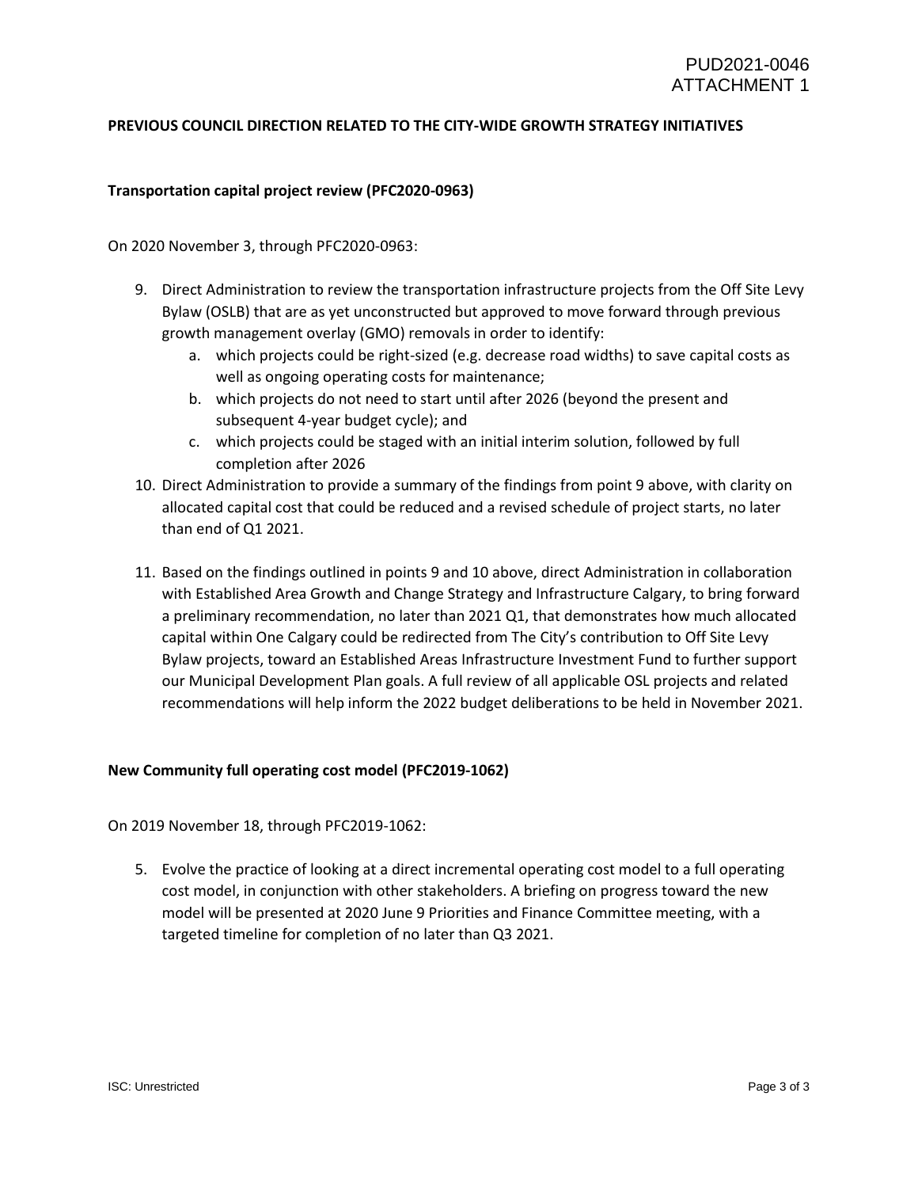PUD2021-0046
ATTACHMENT 1

**PREVIOUS COUNCIL DIRECTION RELATED TO THE CITY-WIDE GROWTH STRATEGY INITIATIVES**

**Transportation capital project review (PFC2020-0963)**

On 2020 November 3, through PFC2020-0963:

9. Direct Administration to review the transportation infrastructure projects from the Off Site Levy Bylaw (OSLB) that are as yet unconstructed but approved to move forward through previous growth management overlay (GMO) removals in order to identify:
   a. which projects could be right-sized (e.g. decrease road widths) to save capital costs as well as ongoing operating costs for maintenance;
   b. which projects do not need to start until after 2026 (beyond the present and subsequent 4-year budget cycle); and
   c. which projects could be staged with an initial interim solution, followed by full completion after 2026
10. Direct Administration to provide a summary of the findings from point 9 above, with clarity on allocated capital cost that could be reduced and a revised schedule of project starts, no later than end of Q1 2021.

11. Based on the findings outlined in points 9 and 10 above, direct Administration in collaboration with Established Area Growth and Change Strategy and Infrastructure Calgary, to bring forward a preliminary recommendation, no later than 2021 Q1, that demonstrates how much allocated capital within One Calgary could be redirected from The City's contribution to Off Site Levy Bylaw projects, toward an Established Areas Infrastructure Investment Fund to further support our Municipal Development Plan goals. A full review of all applicable OSL projects and related recommendations will help inform the 2022 budget deliberations to be held in November 2021.

**New Community full operating cost model (PFC2019-1062)**

On 2019 November 18, through PFC2019-1062:

5. Evolve the practice of looking at a direct incremental operating cost model to a full operating cost model, in conjunction with other stakeholders. A briefing on progress toward the new model will be presented at 2020 June 9 Priorities and Finance Committee meeting, with a targeted timeline for completion of no later than Q3 2021.

ISC: Unrestricted